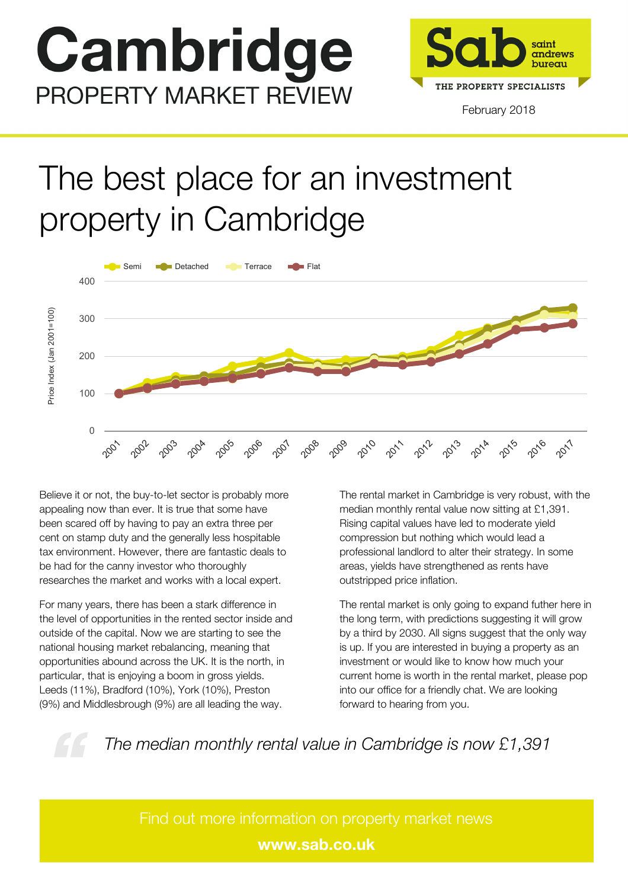# Cambridge

## PROPERTY MARKET REVIEW

Sab saint andrews bureau

THE PROPERTY SPECIALISTS

February 2018

# The best place for an investment property in Cambridge

Semi | Detached | Terrace | Flat

Price Index (Jan 2001=100)

400 300 200 100 0

2001 2002 2003 2004 2005 2006 2007 2008 2009 2010 2011 2012 2013 2014 2015 2016 2017

Believe it or not, the buy-to-let sector is probably more appealing now than ever. It is true that some have been scared off by having to pay an extra three per cent on stamp duty and the generally less hospitable tax environment. However, there are fantastic deals to be had for the canny investor who thoroughly researches the market and works with a local expert.

For many years, there has been a stark difference in the level of opportunities in the rented sector inside and outside of the capital. Now we are starting to see the national housing market rebalancing, meaning that opportunities abound across the UK. It is the north, in particular, that is enjoying a boom in gross yields. Leeds (11%), Bradford (10%), York (10%), Preston (9%) and Middlesbrough (9%) are all leading the way.

The rental market in Cambridge is very robust, with the median monthly rental value now sitting at £1,391. Rising capital values have led to moderate yield compression but nothing which would lead a professional landlord to alter their strategy. In some areas, yields have strengthened as rents have outstripped price inflation.

The rental market is only going to expand futher here in the long term, with predictions suggesting it will grow by a third by 2030. All signs suggest that the only way is up. If you are interested in buying a property as an investment or would like to know how much your current home is worth in the rental market, please pop into our office for a friendly chat. We are looking forward to hearing from you.

> *The median monthly rental value in Cambridge is now £1,391*

Find out more information on property market news

**www.sab.co.uk**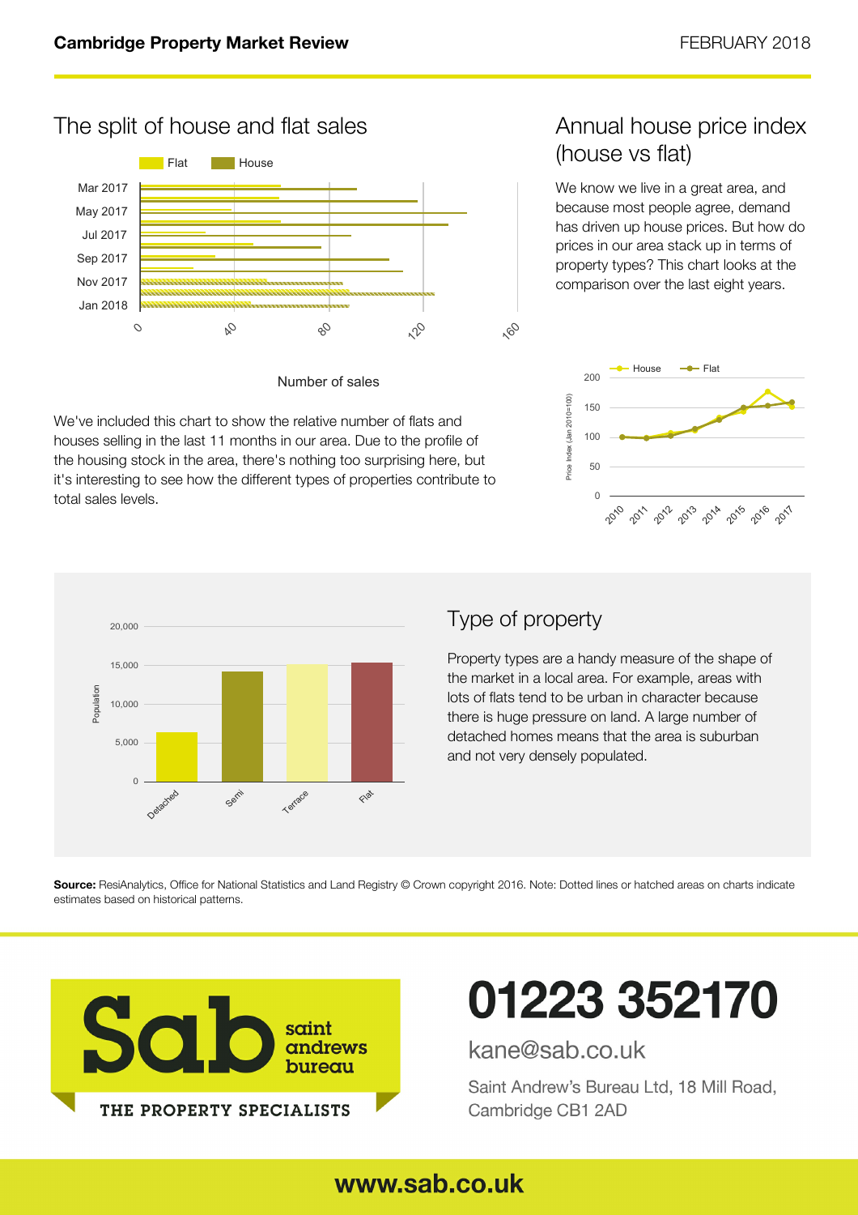## The split of house and flat sales

Flat House

Mar 2017
May 2017
Jul 2017
Sep 2017
Nov 2017
Jan 2018

0 40 80 120 160

Number of sales

We've included this chart to show the relative number of flats and houses selling in the last 11 months in our area. Due to the profile of the housing stock in the area, there's nothing too surprising here, but it's interesting to see how the different types of properties contribute to total sales levels.

## Annual house price index (house vs flat)

We know we live in a great area, and because most people agree, demand has driven up house prices. But how do prices in our area stack up in terms of property types? This chart looks at the comparison over the last eight years.

House Flat

Price Index (Jan 2010=100)

200
150
100
50
0

2010 2011 2012 2013 2014 2015 2016 2017

Population

20,000
15,000
10,000
5,000
0

Detached Semi Terrace Flat

## Type of property

Property types are a handy measure of the shape of the market in a local area. For example, areas with lots of flats tend to be urban in character because there is huge pressure on land. A large number of detached homes means that the area is suburban and not very densely populated.

**Source:** ResiAnalytics, Office for National Statistics and Land Registry © Crown copyright 2016. Note: Dotted lines or hatched areas on charts indicate estimates based on historical patterns.

Sab saint andrews bureau

THE PROPERTY SPECIALISTS

# 01223 352170

kane@sab.co.uk

Saint Andrew's Bureau Ltd, 18 Mill Road, Cambridge CB1 2AD

**www.sab.co.uk**